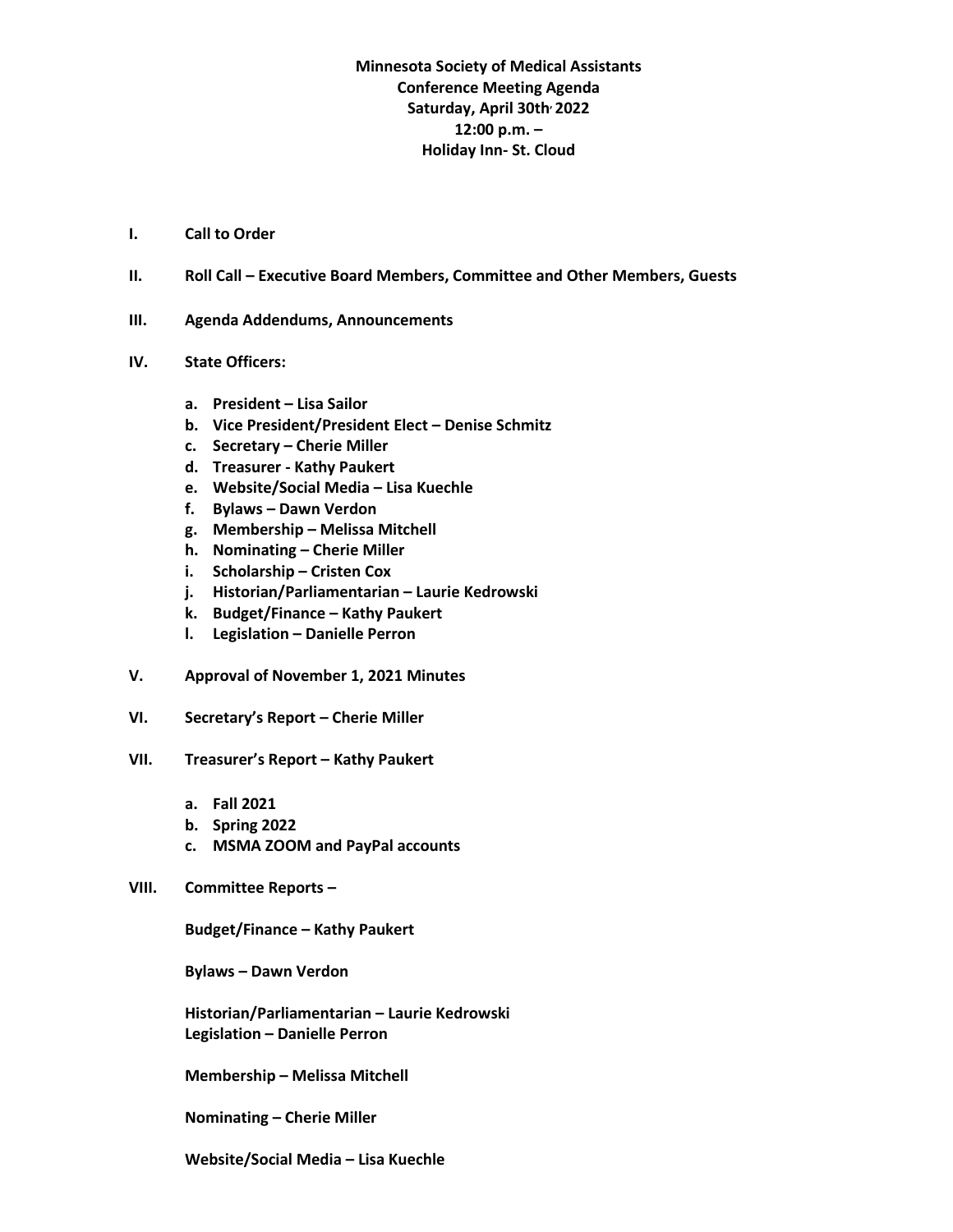**Minnesota Society of Medical Assistants**
**Conference Meeting Agenda**
**Saturday, April 30th, 2022**
**12:00 p.m. –**
**Holiday Inn- St. Cloud**

**I. Call to Order**

**II. Roll Call – Executive Board Members, Committee and Other Members, Guests**

**III. Agenda Addendums, Announcements**

**IV. State Officers:**

- **a. President – Lisa Sailor**
- **b. Vice President/President Elect – Denise Schmitz**
- **c. Secretary – Cherie Miller**
- **d. Treasurer - Kathy Paukert**
- **e. Website/Social Media – Lisa Kuechle**
- **f. Bylaws – Dawn Verdon**
- **g. Membership – Melissa Mitchell**
- **h. Nominating – Cherie Miller**
- **i. Scholarship – Cristen Cox**
- **j. Historian/Parliamentarian – Laurie Kedrowski**
- **k. Budget/Finance – Kathy Paukert**
- **l. Legislation – Danielle Perron**

**V. Approval of November 1, 2021 Minutes**

**VI. Secretary's Report – Cherie Miller**

**VII. Treasurer's Report – Kathy Paukert**

- **a. Fall 2021**
- **b. Spring 2022**
- **c. MSMA ZOOM and PayPal accounts**

**VIII. Committee Reports –**

**Budget/Finance – Kathy Paukert**

**Bylaws – Dawn Verdon**

**Historian/Parliamentarian – Laurie Kedrowski**
**Legislation – Danielle Perron**

**Membership – Melissa Mitchell**

**Nominating – Cherie Miller**

**Website/Social Media – Lisa Kuechle**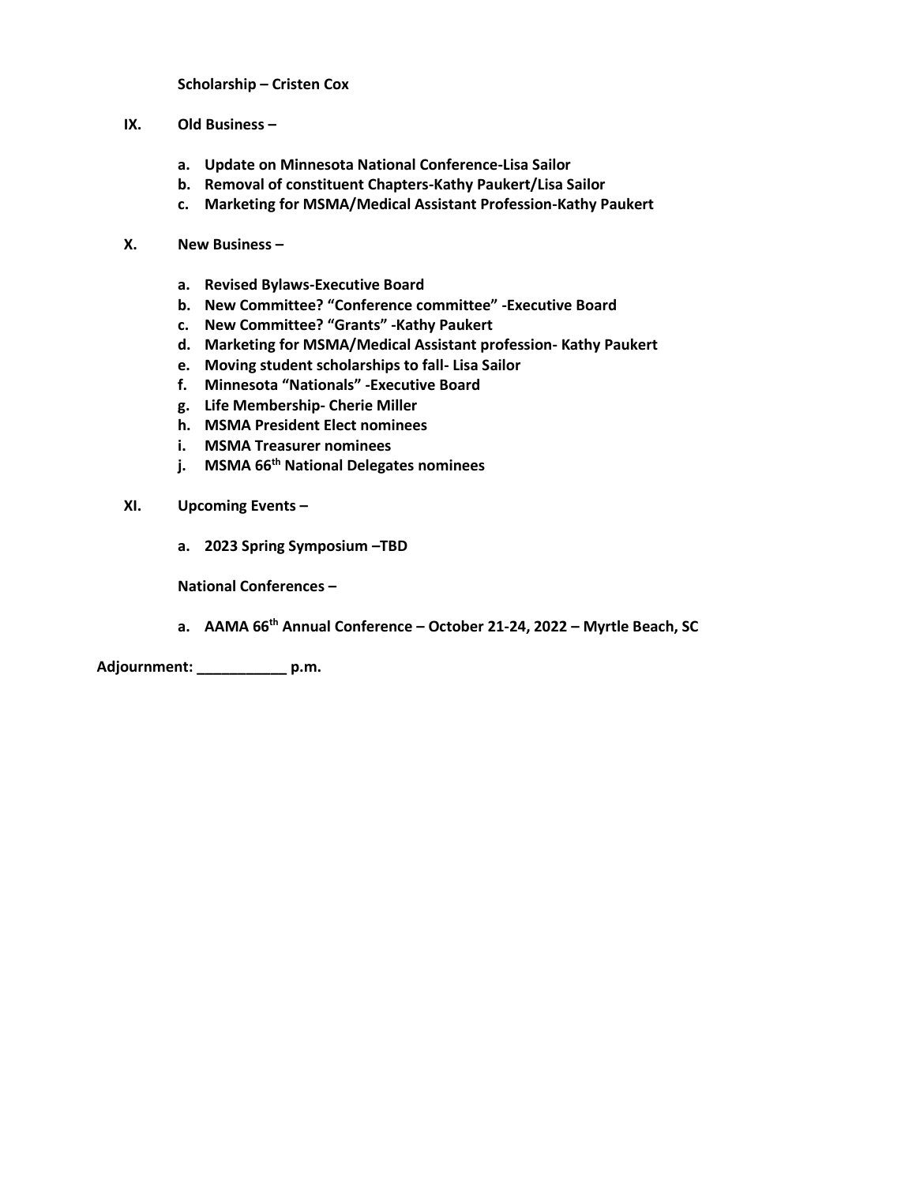**Scholarship – Cristen Cox**

**IX. Old Business –**

a. **Update on Minnesota National Conference-Lisa Sailor**
b. **Removal of constituent Chapters-Kathy Paukert/Lisa Sailor**
c. **Marketing for MSMA/Medical Assistant Profession-Kathy Paukert**

**X. New Business –**

a. **Revised Bylaws-Executive Board**
b. **New Committee? "Conference committee" -Executive Board**
c. **New Committee? "Grants" -Kathy Paukert**
d. **Marketing for MSMA/Medical Assistant profession- Kathy Paukert**
e. **Moving student scholarships to fall- Lisa Sailor**
f. **Minnesota "Nationals" -Executive Board**
g. **Life Membership- Cherie Miller**
h. **MSMA President Elect nominees**
i. **MSMA Treasurer nominees**
j. **MSMA 66th National Delegates nominees**

**XI. Upcoming Events –**

a. **2023 Spring Symposium –TBD**

**National Conferences –**

a. **AAMA 66th Annual Conference – October 21-24, 2022 – Myrtle Beach, SC**

**Adjournment: ___________ p.m.**